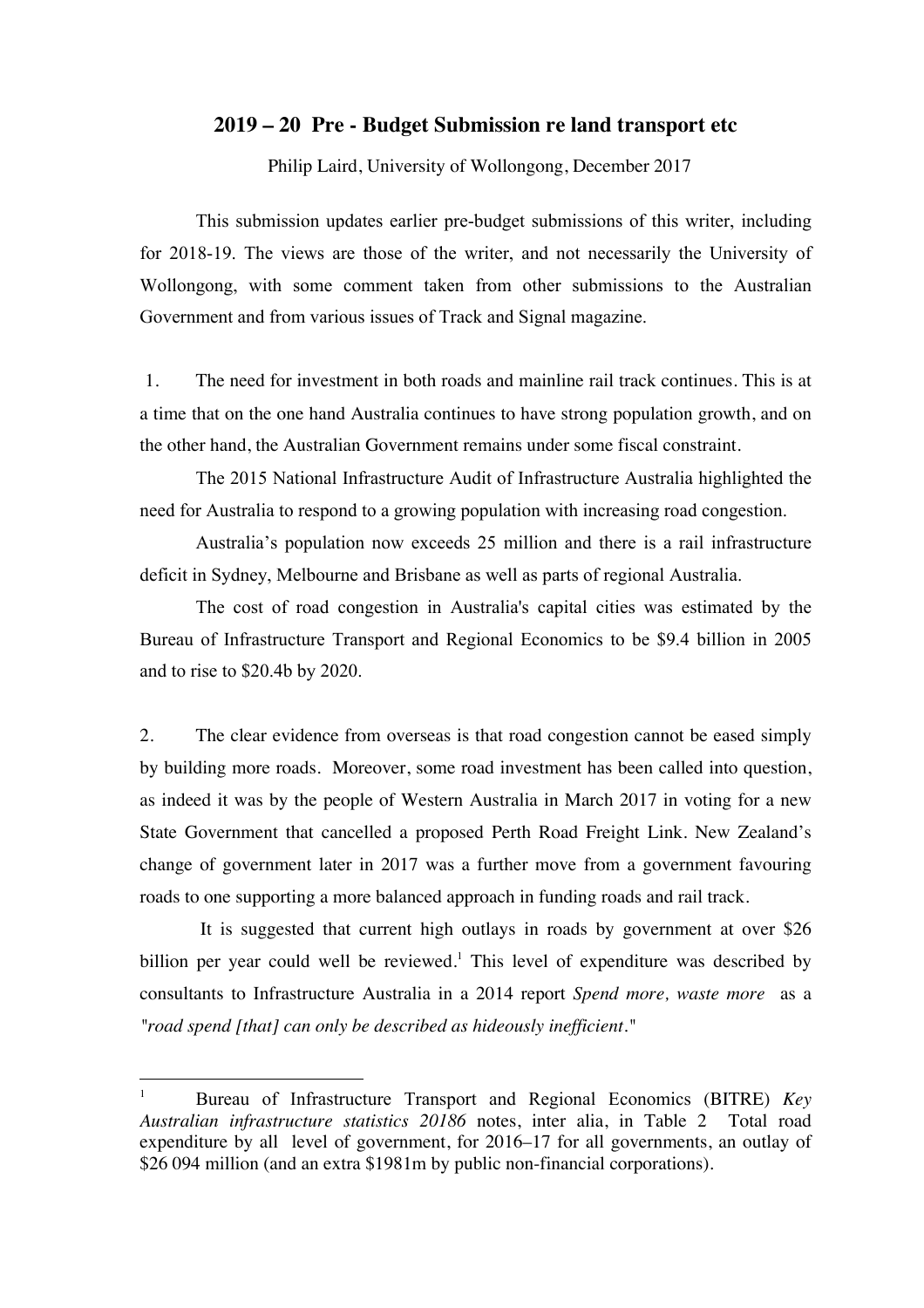# 2019 – 20 Pre - Budget Submission re land transport etc

Philip Laird, University of Wollongong, December 2017

This submission updates earlier pre-budget submissions of this writer, including for 2018-19. The views are those of the writer, and not necessarily the University of Wollongong, with some comment taken from other submissions to the Australian Government and from various issues of Track and Signal magazine.

1. The need for investment in both roads and mainline rail track continues. This is at a time that on the one hand Australia continues to have strong population growth, and on the other hand, the Australian Government remains under some fiscal constraint.

The 2015 National Infrastructure Audit of Infrastructure Australia highlighted the need for Australia to respond to a growing population with increasing road congestion.

Australia's population now exceeds 25 million and there is a rail infrastructure deficit in Sydney, Melbourne and Brisbane as well as parts of regional Australia.

The cost of road congestion in Australia's capital cities was estimated by the Bureau of Infrastructure Transport and Regional Economics to be $9.4 billion in 2005 and to rise to $20.4b by 2020.

2. The clear evidence from overseas is that road congestion cannot be eased simply by building more roads. Moreover, some road investment has been called into question, as indeed it was by the people of Western Australia in March 2017 in voting for a new State Government that cancelled a proposed Perth Road Freight Link. New Zealand's change of government later in 2017 was a further move from a government favouring roads to one supporting a more balanced approach in funding roads and rail track.

It is suggested that current high outlays in roads by government at over $26 billion per year could well be reviewed.[1] This level of expenditure was described by consultants to Infrastructure Australia in a 2014 report *Spend more, waste more* as a "*road spend [that] can only be described as hideously inefficient*."

---

[1] Bureau of Infrastructure Transport and Regional Economics (BITRE) *Key Australian infrastructure statistics 20186* notes, inter alia, in Table 2 Total road expenditure by all level of government, for 2016–17 for all governments, an outlay of $26 094 million (and an extra $1981m by public non-financial corporations).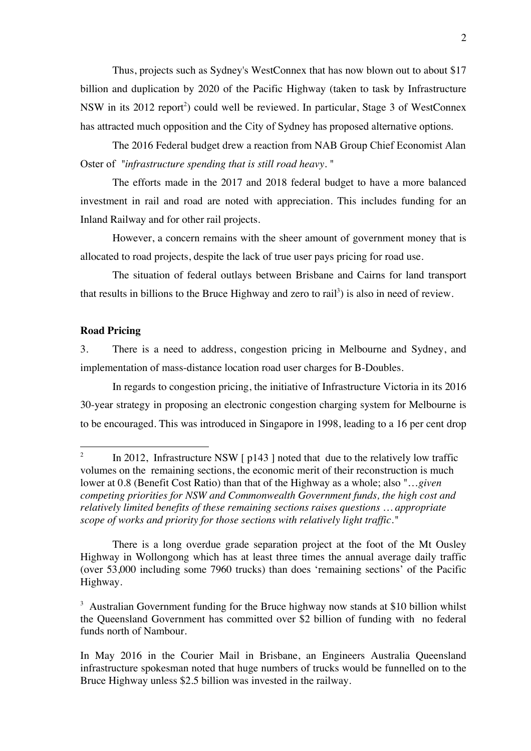Thus, projects such as Sydney's WestConnex that has now blown out to about $17 billion and duplication by 2020 of the Pacific Highway (taken to task by Infrastructure NSW in its 2012 report[2]) could well be reviewed. In particular, Stage 3 of WestConnex has attracted much opposition and the City of Sydney has proposed alternative options.

The 2016 Federal budget drew a reaction from NAB Group Chief Economist Alan Oster of "*infrastructure spending that is still road heavy.* "

The efforts made in the 2017 and 2018 federal budget to have a more balanced investment in rail and road are noted with appreciation. This includes funding for an Inland Railway and for other rail projects.

However, a concern remains with the sheer amount of government money that is allocated to road projects, despite the lack of true user pays pricing for road use.

The situation of federal outlays between Brisbane and Cairns for land transport that results in billions to the Bruce Highway and zero to rail[3]) is also in need of review.

**Road Pricing**

3. There is a need to address, congestion pricing in Melbourne and Sydney, and implementation of mass-distance location road user charges for B-Doubles.

In regards to congestion pricing, the initiative of Infrastructure Victoria in its 2016 30-year strategy in proposing an electronic congestion charging system for Melbourne is to be encouraged. This was introduced in Singapore in 1998, leading to a 16 per cent drop

---

[2] In 2012, Infrastructure NSW [ p143 ] noted that due to the relatively low traffic volumes on the remaining sections, the economic merit of their reconstruction is much lower at 0.8 (Benefit Cost Ratio) than that of the Highway as a whole; also "…*given competing priorities for NSW and Commonwealth Government funds, the high cost and relatively limited benefits of these remaining sections raises questions … appropriate scope of works and priority for those sections with relatively light traffic*."

There is a long overdue grade separation project at the foot of the Mt Ousley Highway in Wollongong which has at least three times the annual average daily traffic (over 53,000 including some 7960 trucks) than does 'remaining sections' of the Pacific Highway.

[3] Australian Government funding for the Bruce highway now stands at $10 billion whilst the Queensland Government has committed over $2 billion of funding with no federal funds north of Nambour.

In May 2016 in the Courier Mail in Brisbane, an Engineers Australia Queensland infrastructure spokesman noted that huge numbers of trucks would be funnelled on to the Bruce Highway unless $2.5 billion was invested in the railway.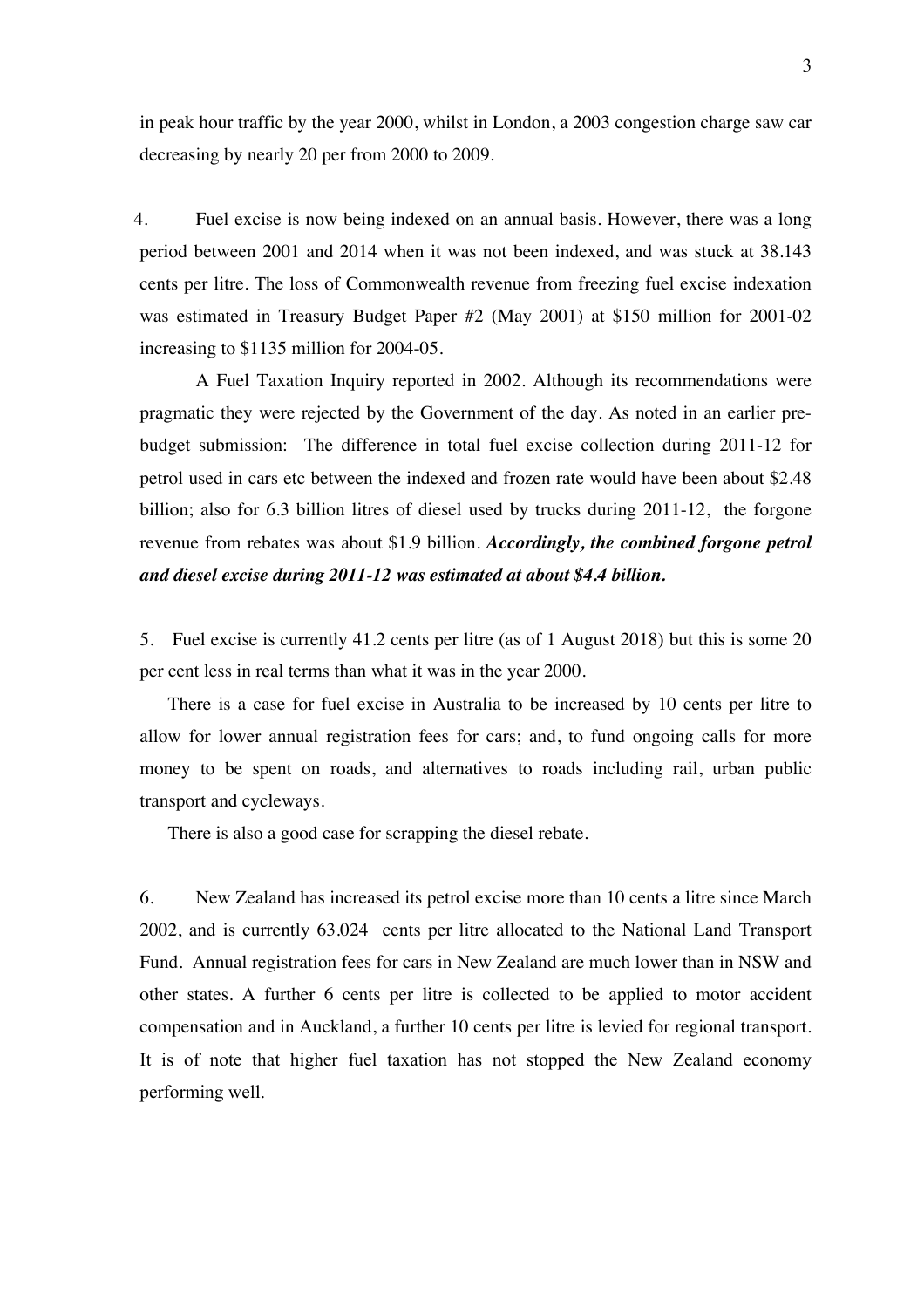in peak hour traffic by the year 2000, whilst in London, a 2003 congestion charge saw car decreasing by nearly 20 per from 2000 to 2009.

4. Fuel excise is now being indexed on an annual basis. However, there was a long period between 2001 and 2014 when it was not been indexed, and was stuck at 38.143 cents per litre. The loss of Commonwealth revenue from freezing fuel excise indexation was estimated in Treasury Budget Paper #2 (May 2001) at $150 million for 2001-02 increasing to $1135 million for 2004-05.

A Fuel Taxation Inquiry reported in 2002. Although its recommendations were pragmatic they were rejected by the Government of the day. As noted in an earlier pre-budget submission: The difference in total fuel excise collection during 2011-12 for petrol used in cars etc between the indexed and frozen rate would have been about $2.48 billion; also for 6.3 billion litres of diesel used by trucks during 2011-12, the forgone revenue from rebates was about $1.9 billion. ***Accordingly, the combined forgone petrol and diesel excise during 2011-12 was estimated at about $4.4 billion.***

5. Fuel excise is currently 41.2 cents per litre (as of 1 August 2018) but this is some 20 per cent less in real terms than what it was in the year 2000.

There is a case for fuel excise in Australia to be increased by 10 cents per litre to allow for lower annual registration fees for cars; and, to fund ongoing calls for more money to be spent on roads, and alternatives to roads including rail, urban public transport and cycleways.

There is also a good case for scrapping the diesel rebate.

6. New Zealand has increased its petrol excise more than 10 cents a litre since March 2002, and is currently 63.024 cents per litre allocated to the National Land Transport Fund. Annual registration fees for cars in New Zealand are much lower than in NSW and other states. A further 6 cents per litre is collected to be applied to motor accident compensation and in Auckland, a further 10 cents per litre is levied for regional transport. It is of note that higher fuel taxation has not stopped the New Zealand economy performing well.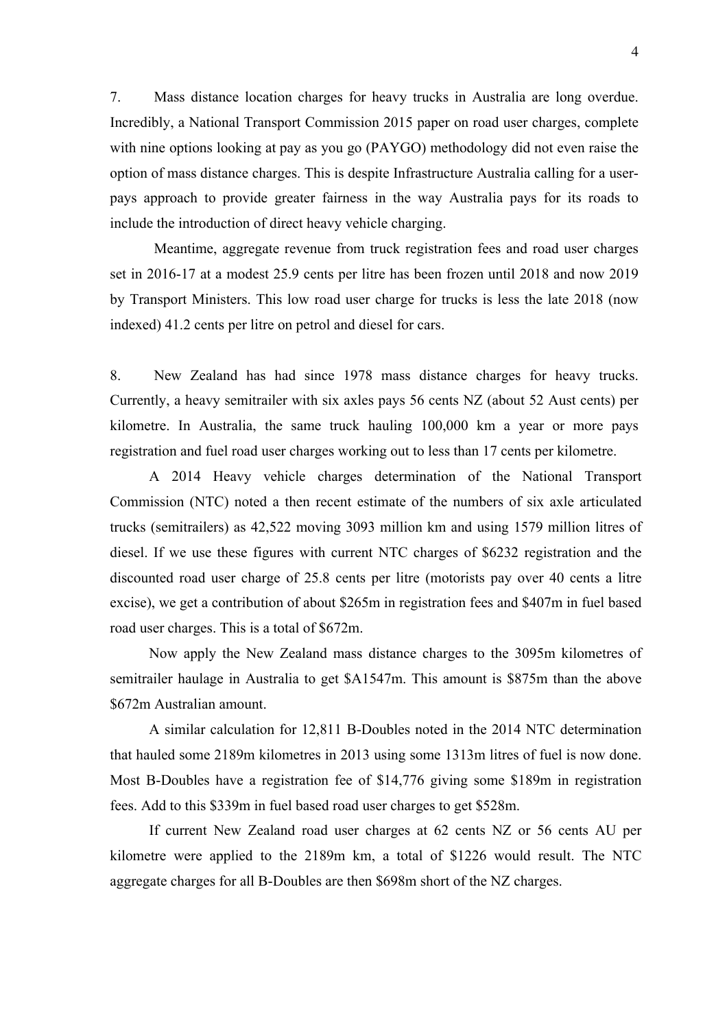7. Mass distance location charges for heavy trucks in Australia are long overdue. Incredibly, a National Transport Commission 2015 paper on road user charges, complete with nine options looking at pay as you go (PAYGO) methodology did not even raise the option of mass distance charges. This is despite Infrastructure Australia calling for a user-pays approach to provide greater fairness in the way Australia pays for its roads to include the introduction of direct heavy vehicle charging.

Meantime, aggregate revenue from truck registration fees and road user charges set in 2016-17 at a modest 25.9 cents per litre has been frozen until 2018 and now 2019 by Transport Ministers. This low road user charge for trucks is less the late 2018 (now indexed) 41.2 cents per litre on petrol and diesel for cars.

8. New Zealand has had since 1978 mass distance charges for heavy trucks. Currently, a heavy semitrailer with six axles pays 56 cents NZ (about 52 Aust cents) per kilometre. In Australia, the same truck hauling 100,000 km a year or more pays registration and fuel road user charges working out to less than 17 cents per kilometre.

A 2014 Heavy vehicle charges determination of the National Transport Commission (NTC) noted a then recent estimate of the numbers of six axle articulated trucks (semitrailers) as 42,522 moving 3093 million km and using 1579 million litres of diesel. If we use these figures with current NTC charges of $6232 registration and the discounted road user charge of 25.8 cents per litre (motorists pay over 40 cents a litre excise), we get a contribution of about $265m in registration fees and $407m in fuel based road user charges. This is a total of $672m.

Now apply the New Zealand mass distance charges to the 3095m kilometres of semitrailer haulage in Australia to get $A1547m. This amount is $875m than the above $672m Australian amount.

A similar calculation for 12,811 B-Doubles noted in the 2014 NTC determination that hauled some 2189m kilometres in 2013 using some 1313m litres of fuel is now done. Most B-Doubles have a registration fee of $14,776 giving some $189m in registration fees. Add to this $339m in fuel based road user charges to get $528m.

If current New Zealand road user charges at 62 cents NZ or 56 cents AU per kilometre were applied to the 2189m km, a total of $1226 would result. The NTC aggregate charges for all B-Doubles are then $698m short of the NZ charges.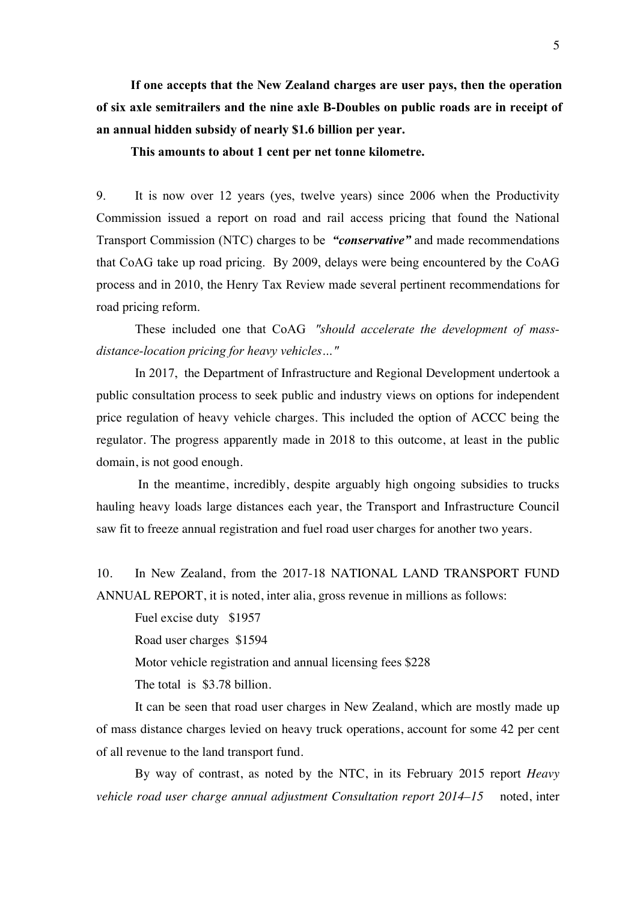**If one accepts that the New Zealand charges are user pays, then the operation of six axle semitrailers and the nine axle B-Doubles on public roads are in receipt of an annual hidden subsidy of nearly $1.6 billion per year.**

**This amounts to about 1 cent per net tonne kilometre.**

9. It is now over 12 years (yes, twelve years) since 2006 when the Productivity Commission issued a report on road and rail access pricing that found the National Transport Commission (NTC) charges to be ***"conservative"*** and made recommendations that CoAG take up road pricing. By 2009, delays were being encountered by the CoAG process and in 2010, the Henry Tax Review made several pertinent recommendations for road pricing reform.

These included one that CoAG *"should accelerate the development of mass-distance-location pricing for heavy vehicles…"*

In 2017, the Department of Infrastructure and Regional Development undertook a public consultation process to seek public and industry views on options for independent price regulation of heavy vehicle charges. This included the option of ACCC being the regulator. The progress apparently made in 2018 to this outcome, at least in the public domain, is not good enough.

In the meantime, incredibly, despite arguably high ongoing subsidies to trucks hauling heavy loads large distances each year, the Transport and Infrastructure Council saw fit to freeze annual registration and fuel road user charges for another two years.

10. In New Zealand, from the 2017-18 NATIONAL LAND TRANSPORT FUND ANNUAL REPORT, it is noted, inter alia, gross revenue in millions as follows:

Fuel excise duty $1957

Road user charges $1594

Motor vehicle registration and annual licensing fees $228

The total is $3.78 billion.

It can be seen that road user charges in New Zealand, which are mostly made up of mass distance charges levied on heavy truck operations, account for some 42 per cent of all revenue to the land transport fund.

By way of contrast, as noted by the NTC, in its February 2015 report *Heavy vehicle road user charge annual adjustment Consultation report 2014–15* noted, inter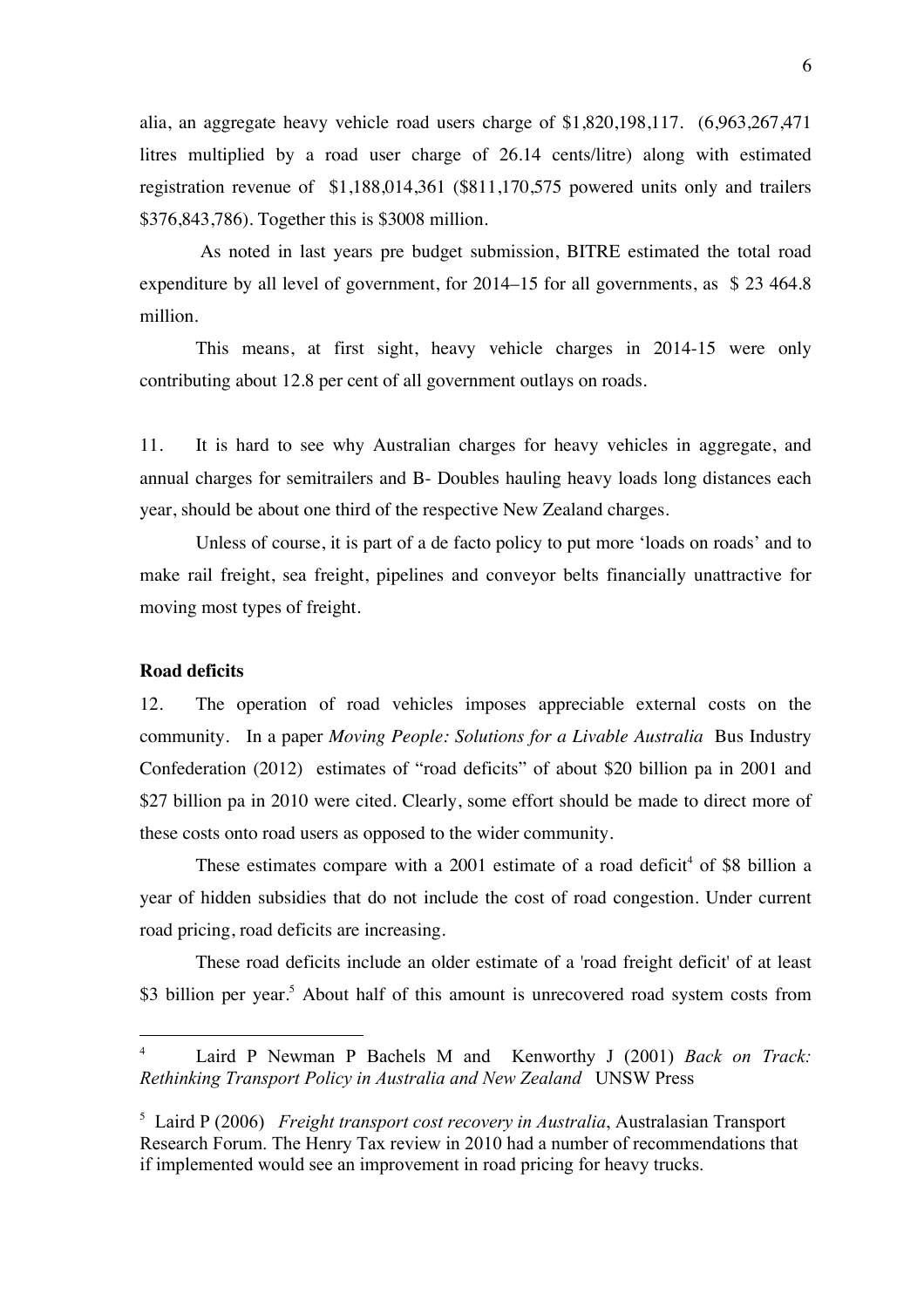alia, an aggregate heavy vehicle road users charge of $1,820,198,117. (6,963,267,471 litres multiplied by a road user charge of 26.14 cents/litre) along with estimated registration revenue of $1,188,014,361 ($811,170,575 powered units only and trailers $376,843,786). Together this is $3008 million.

As noted in last years pre budget submission, BITRE estimated the total road expenditure by all level of government, for 2014–15 for all governments, as $ 23 464.8 million.

This means, at first sight, heavy vehicle charges in 2014-15 were only contributing about 12.8 per cent of all government outlays on roads.

11. It is hard to see why Australian charges for heavy vehicles in aggregate, and annual charges for semitrailers and B- Doubles hauling heavy loads long distances each year, should be about one third of the respective New Zealand charges.

Unless of course, it is part of a de facto policy to put more 'loads on roads' and to make rail freight, sea freight, pipelines and conveyor belts financially unattractive for moving most types of freight.

**Road deficits**

12. The operation of road vehicles imposes appreciable external costs on the community. In a paper *Moving People: Solutions for a Livable Australia* Bus Industry Confederation (2012) estimates of "road deficits" of about $20 billion pa in 2001 and $27 billion pa in 2010 were cited. Clearly, some effort should be made to direct more of these costs onto road users as opposed to the wider community.

These estimates compare with a 2001 estimate of a road deficit[4] of $8 billion a year of hidden subsidies that do not include the cost of road congestion. Under current road pricing, road deficits are increasing.

These road deficits include an older estimate of a 'road freight deficit' of at least $3 billion per year.[5] About half of this amount is unrecovered road system costs from

---

[4] Laird P Newman P Bachels M and Kenworthy J (2001) *Back on Track: Rethinking Transport Policy in Australia and New Zealand* UNSW Press

[5] Laird P (2006) *Freight transport cost recovery in Australia*, Australasian Transport Research Forum. The Henry Tax review in 2010 had a number of recommendations that if implemented would see an improvement in road pricing for heavy trucks.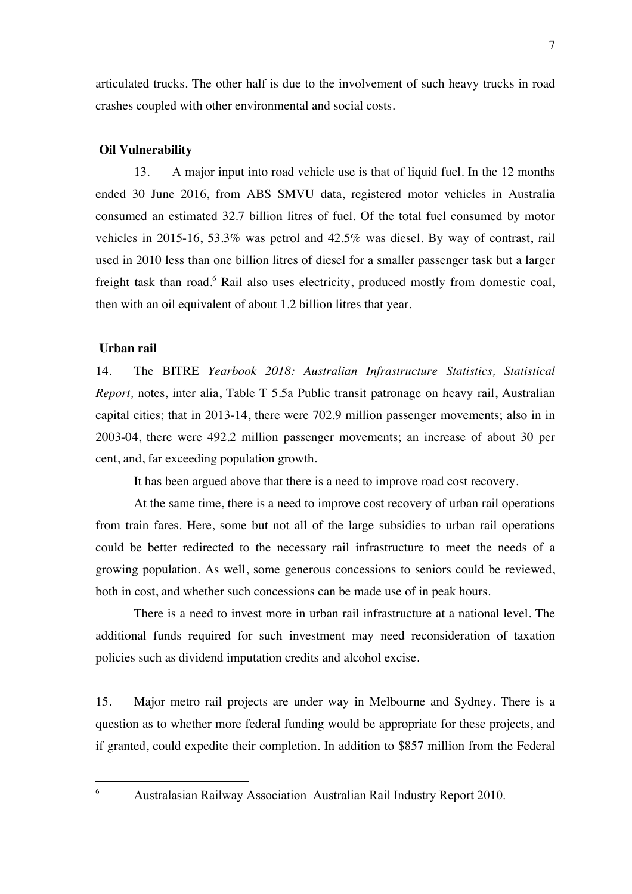articulated trucks. The other half is due to the involvement of such heavy trucks in road crashes coupled with other environmental and social costs.

**Oil Vulnerability**

13. A major input into road vehicle use is that of liquid fuel. In the 12 months ended 30 June 2016, from ABS SMVU data, registered motor vehicles in Australia consumed an estimated 32.7 billion litres of fuel. Of the total fuel consumed by motor vehicles in 2015-16, 53.3% was petrol and 42.5% was diesel. By way of contrast, rail used in 2010 less than one billion litres of diesel for a smaller passenger task but a larger freight task than road.[6] Rail also uses electricity, produced mostly from domestic coal, then with an oil equivalent of about 1.2 billion litres that year.

**Urban rail**

14. The BITRE *Yearbook 2018: Australian Infrastructure Statistics, Statistical Report,* notes, inter alia, Table T 5.5a Public transit patronage on heavy rail, Australian capital cities; that in 2013-14, there were 702.9 million passenger movements; also in in 2003-04, there were 492.2 million passenger movements; an increase of about 30 per cent, and, far exceeding population growth.

It has been argued above that there is a need to improve road cost recovery.

At the same time, there is a need to improve cost recovery of urban rail operations from train fares. Here, some but not all of the large subsidies to urban rail operations could be better redirected to the necessary rail infrastructure to meet the needs of a growing population. As well, some generous concessions to seniors could be reviewed, both in cost, and whether such concessions can be made use of in peak hours.

There is a need to invest more in urban rail infrastructure at a national level. The additional funds required for such investment may need reconsideration of taxation policies such as dividend imputation credits and alcohol excise.

15. Major metro rail projects are under way in Melbourne and Sydney. There is a question as to whether more federal funding would be appropriate for these projects, and if granted, could expedite their completion. In addition to $857 million from the Federal

---

[6] Australasian Railway Association Australian Rail Industry Report 2010.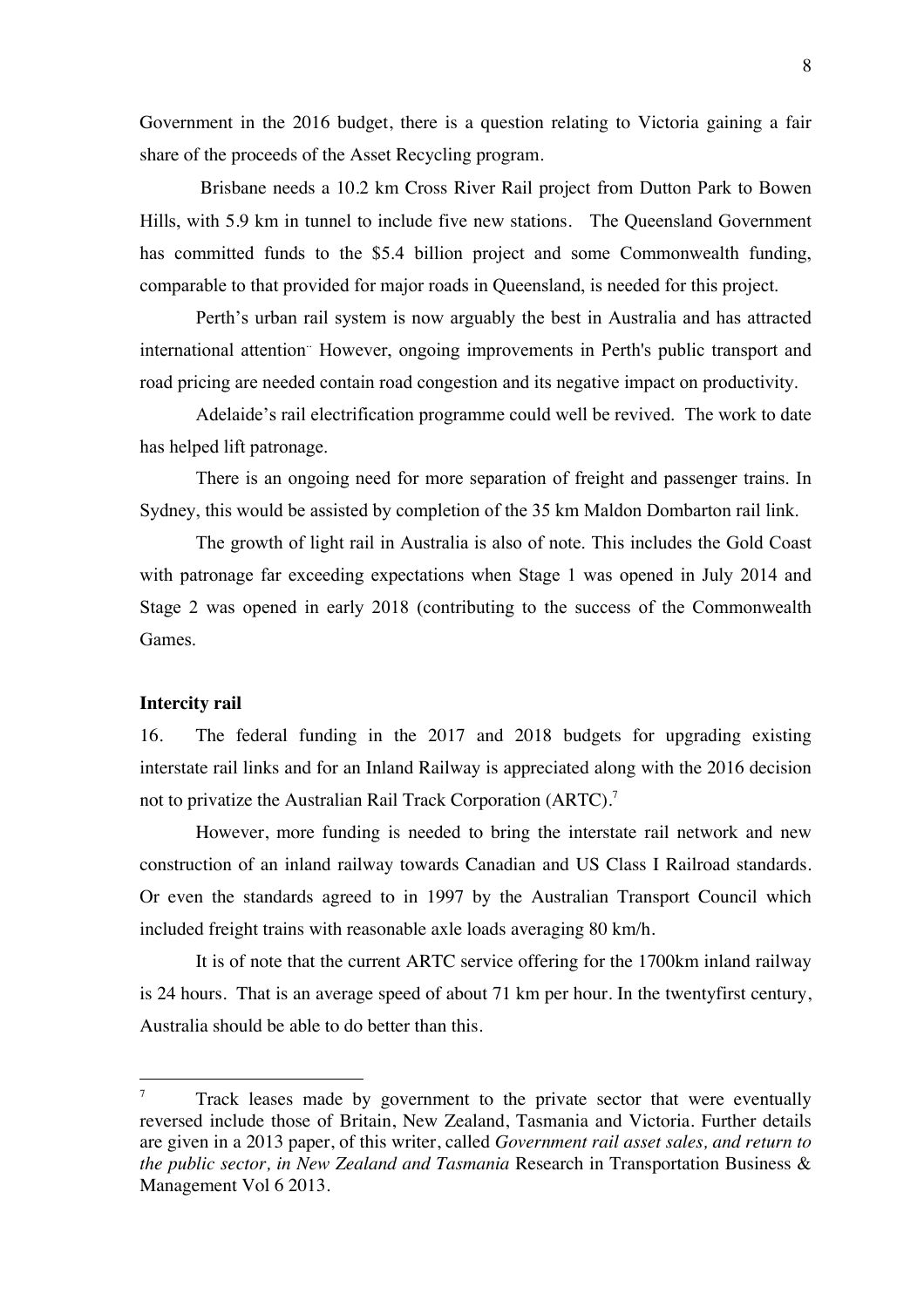Government in the 2016 budget, there is a question relating to Victoria gaining a fair share of the proceeds of the Asset Recycling program.

Brisbane needs a 10.2 km Cross River Rail project from Dutton Park to Bowen Hills, with 5.9 km in tunnel to include five new stations. The Queensland Government has committed funds to the $5.4 billion project and some Commonwealth funding, comparable to that provided for major roads in Queensland, is needed for this project.

Perth's urban rail system is now arguably the best in Australia and has attracted international attention.. However, ongoing improvements in Perth's public transport and road pricing are needed contain road congestion and its negative impact on productivity.

Adelaide's rail electrification programme could well be revived. The work to date has helped lift patronage.

There is an ongoing need for more separation of freight and passenger trains. In Sydney, this would be assisted by completion of the 35 km Maldon Dombarton rail link.

The growth of light rail in Australia is also of note. This includes the Gold Coast with patronage far exceeding expectations when Stage 1 was opened in July 2014 and Stage 2 was opened in early 2018 (contributing to the success of the Commonwealth Games.

**Intercity rail**

16. The federal funding in the 2017 and 2018 budgets for upgrading existing interstate rail links and for an Inland Railway is appreciated along with the 2016 decision not to privatize the Australian Rail Track Corporation (ARTC).[7]

However, more funding is needed to bring the interstate rail network and new construction of an inland railway towards Canadian and US Class I Railroad standards. Or even the standards agreed to in 1997 by the Australian Transport Council which included freight trains with reasonable axle loads averaging 80 km/h.

It is of note that the current ARTC service offering for the 1700km inland railway is 24 hours. That is an average speed of about 71 km per hour. In the twentyfirst century, Australia should be able to do better than this.

---

[7] Track leases made by government to the private sector that were eventually reversed include those of Britain, New Zealand, Tasmania and Victoria. Further details are given in a 2013 paper, of this writer, called *Government rail asset sales, and return to the public sector, in New Zealand and Tasmania* Research in Transportation Business & Management Vol 6 2013.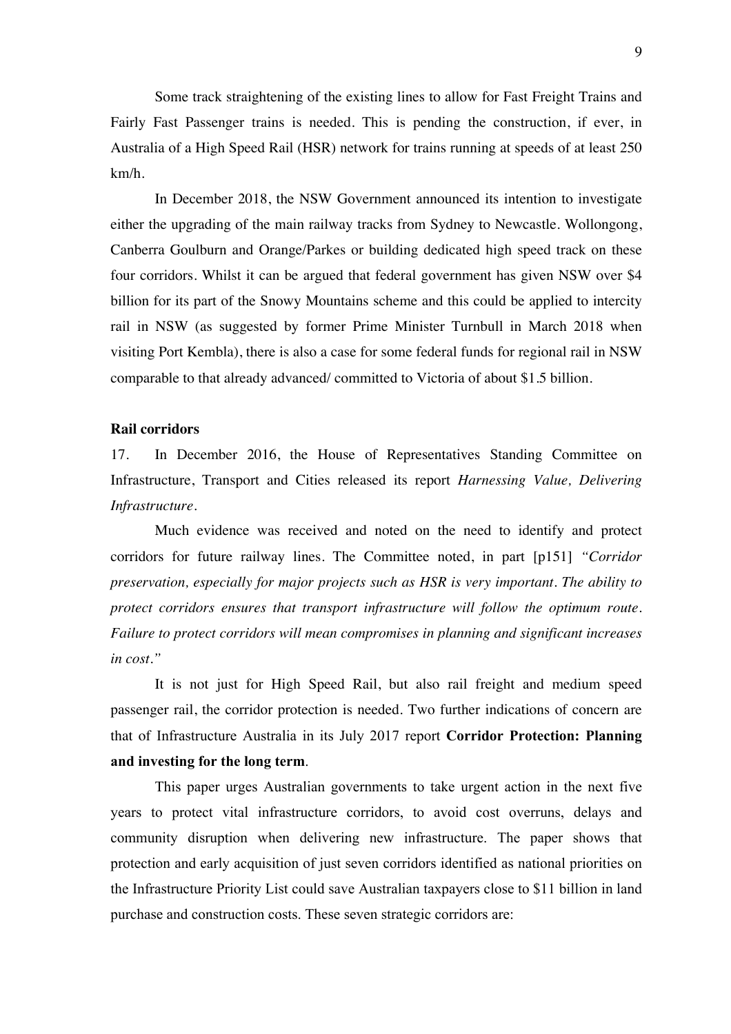Some track straightening of the existing lines to allow for Fast Freight Trains and Fairly Fast Passenger trains is needed. This is pending the construction, if ever, in Australia of a High Speed Rail (HSR) network for trains running at speeds of at least 250 km/h.

In December 2018, the NSW Government announced its intention to investigate either the upgrading of the main railway tracks from Sydney to Newcastle. Wollongong, Canberra Goulburn and Orange/Parkes or building dedicated high speed track on these four corridors. Whilst it can be argued that federal government has given NSW over $4 billion for its part of the Snowy Mountains scheme and this could be applied to intercity rail in NSW (as suggested by former Prime Minister Turnbull in March 2018 when visiting Port Kembla), there is also a case for some federal funds for regional rail in NSW comparable to that already advanced/ committed to Victoria of about $1.5 billion.

**Rail corridors**

17. In December 2016, the House of Representatives Standing Committee on Infrastructure, Transport and Cities released its report *Harnessing Value, Delivering Infrastructure*.

Much evidence was received and noted on the need to identify and protect corridors for future railway lines. The Committee noted, in part [p151] *"Corridor preservation, especially for major projects such as HSR is very important. The ability to protect corridors ensures that transport infrastructure will follow the optimum route. Failure to protect corridors will mean compromises in planning and significant increases in cost."*

It is not just for High Speed Rail, but also rail freight and medium speed passenger rail, the corridor protection is needed. Two further indications of concern are that of Infrastructure Australia in its July 2017 report **Corridor Protection: Planning and investing for the long term**.

This paper urges Australian governments to take urgent action in the next five years to protect vital infrastructure corridors, to avoid cost overruns, delays and community disruption when delivering new infrastructure. The paper shows that protection and early acquisition of just seven corridors identified as national priorities on the Infrastructure Priority List could save Australian taxpayers close to $11 billion in land purchase and construction costs. These seven strategic corridors are: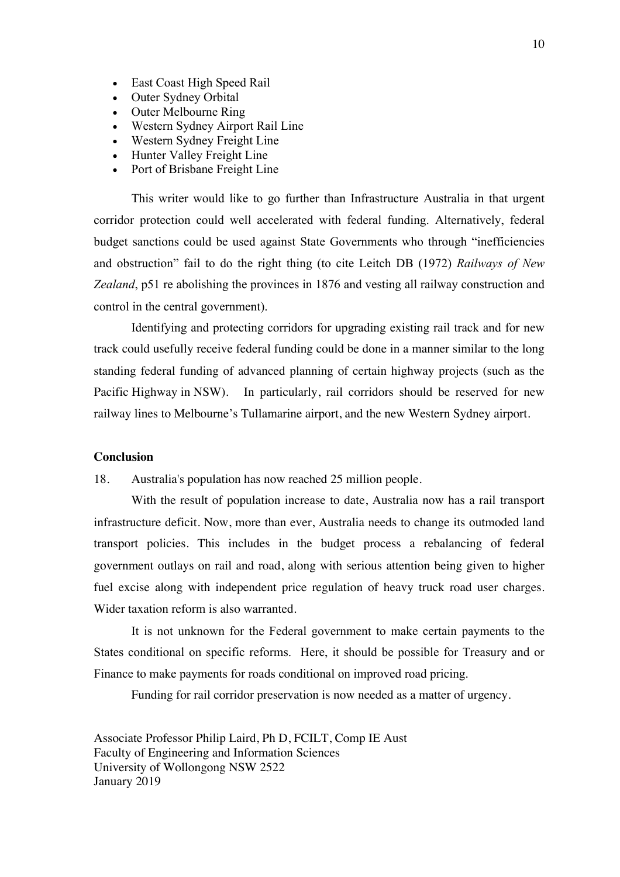- East Coast High Speed Rail
- Outer Sydney Orbital
- Outer Melbourne Ring
- Western Sydney Airport Rail Line
- Western Sydney Freight Line
- Hunter Valley Freight Line
- Port of Brisbane Freight Line

This writer would like to go further than Infrastructure Australia in that urgent corridor protection could well accelerated with federal funding. Alternatively, federal budget sanctions could be used against State Governments who through "inefficiencies and obstruction" fail to do the right thing (to cite Leitch DB (1972) *Railways of New Zealand*, p51 re abolishing the provinces in 1876 and vesting all railway construction and control in the central government).

Identifying and protecting corridors for upgrading existing rail track and for new track could usefully receive federal funding could be done in a manner similar to the long standing federal funding of advanced planning of certain highway projects (such as the Pacific Highway in NSW). In particularly, rail corridors should be reserved for new railway lines to Melbourne's Tullamarine airport, and the new Western Sydney airport.

**Conclusion**

18. Australia's population has now reached 25 million people.

With the result of population increase to date, Australia now has a rail transport infrastructure deficit. Now, more than ever, Australia needs to change its outmoded land transport policies. This includes in the budget process a rebalancing of federal government outlays on rail and road, along with serious attention being given to higher fuel excise along with independent price regulation of heavy truck road user charges. Wider taxation reform is also warranted.

It is not unknown for the Federal government to make certain payments to the States conditional on specific reforms. Here, it should be possible for Treasury and or Finance to make payments for roads conditional on improved road pricing.

Funding for rail corridor preservation is now needed as a matter of urgency.

Associate Professor Philip Laird, Ph D, FCILT, Comp IE Aust
Faculty of Engineering and Information Sciences
University of Wollongong NSW 2522
January 2019